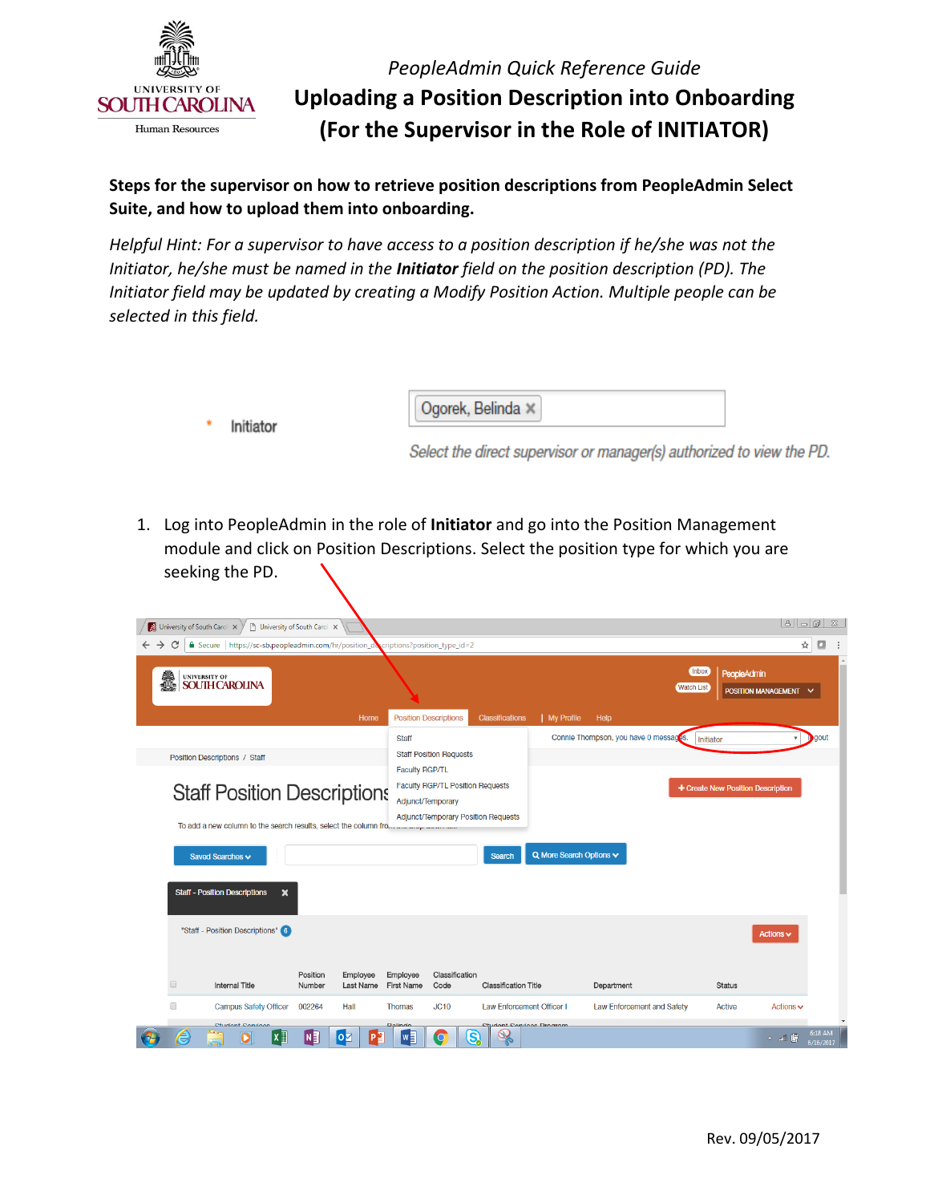*PeopleAdmin Quick Reference Guide*

# Uploading a Position Description into Onboarding (For the Supervisor in the Role of INITIATOR)

**Steps for the supervisor on how to retrieve position descriptions from PeopleAdmin Select Suite, and how to upload them into onboarding.**

*Helpful Hint: For a supervisor to have access to a position description if he/she was not the Initiator, he/she must be named in the **Initiator** field on the position description (PD). The Initiator field may be updated by creating a Modify Position Action. Multiple people can be selected in this field.*

1. Log into PeopleAdmin in the role of **Initiator** and go into the Position Management module and click on Position Descriptions. Select the position type for which you are seeking the PD.

Rev. 09/05/2017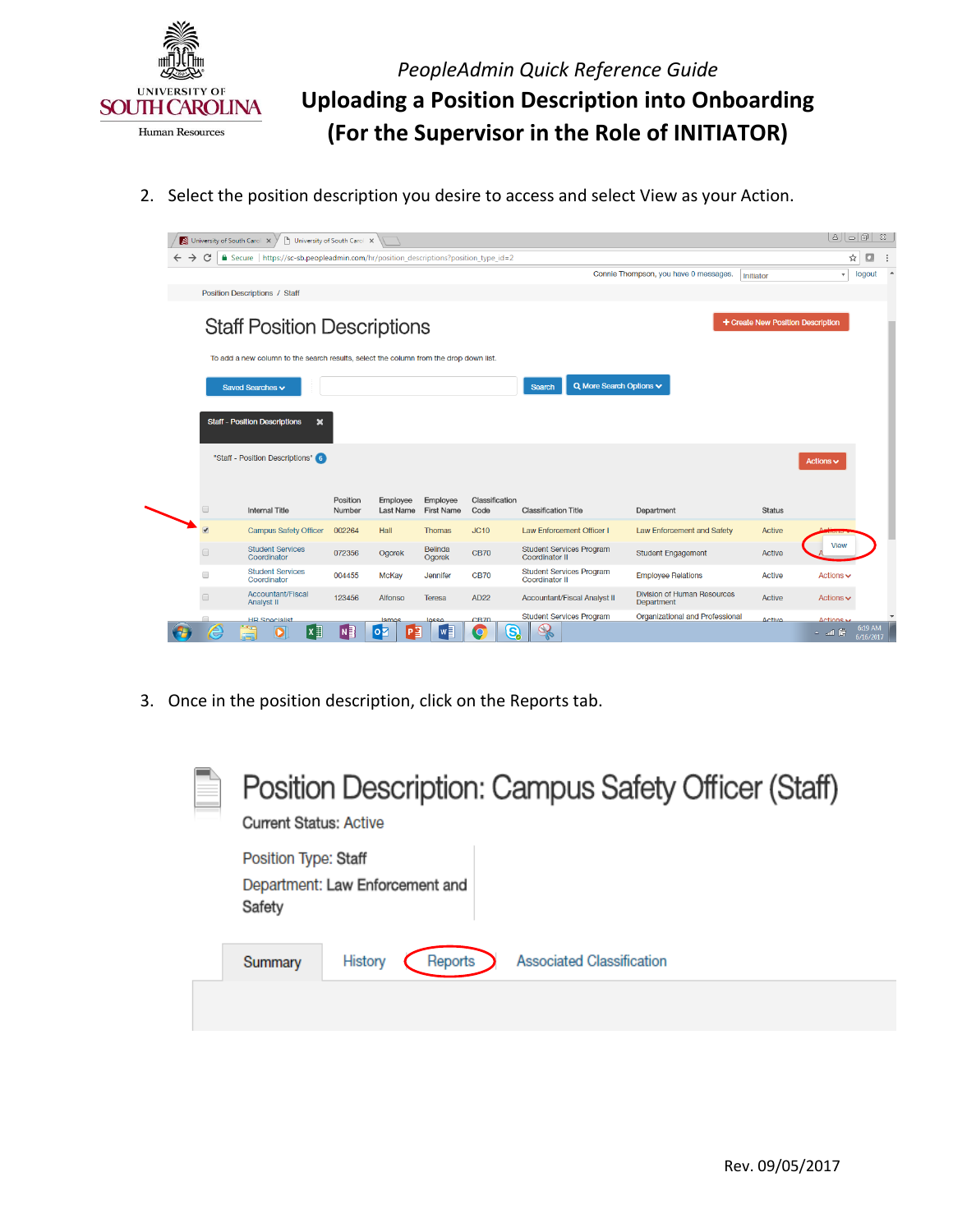2. Select the position description you desire to access and select View as your Action.

3. Once in the position description, click on the Reports tab.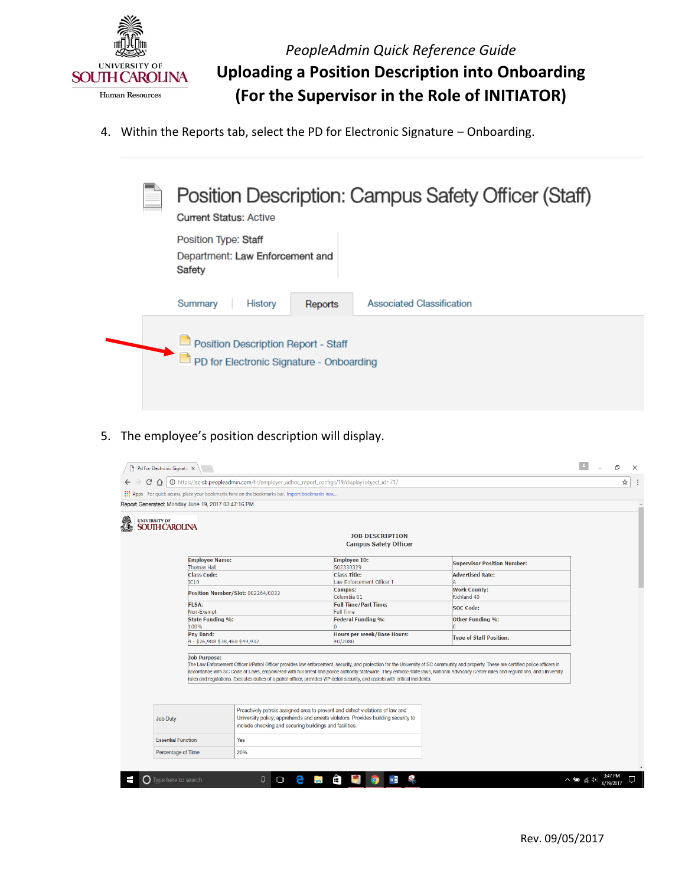*PeopleAdmin Quick Reference Guide*

# Uploading a Position Description into Onboarding (For the Supervisor in the Role of INITIATOR)

4. Within the Reports tab, select the PD for Electronic Signature – Onboarding.

Position Description: Campus Safety Officer (Staff)

Current Status: Active

Position Type: Staff

Department: Law Enforcement and Safety

Summary | History | Reports | Associated Classification

Position Description Report - Staff

PD for Electronic Signature - Onboarding

5. The employee's position description will display.

Report Generated: Monday June 19, 2017 03:47:16 PM

JOB DESCRIPTION
Campus Safety Officer

| | | |
|---|---|---|
| **Employee Name:** Thomas Hall | **Employee ID:** 502330329 | **Supervisor Position Number:** |
| **Class Code:** JC10 | **Class Title:** Law Enforcement Officer I | **Advertised Rate:** A |
| **Position Number/Slot:** 002264/0033 | **Campus:** Columbia 01 | **Work County:** Richland 40 |
| **FLSA:** Non-Exempt | **Full Time/Part Time:** Full Time | **SOC Code:** |
| **State Funding %:** 100% | **Federal Funding %:** 0 | **Other Funding %:** 0 |
| **Pay Band:** 4 - $26,988 $38,460 $49,932 | **Hours per week/Base Hours:** 40/2080 | **Type of Staff Position:** |

**Job Purpose:**
The Law Enforcement Officer I/Patrol Officer provides law enforcement, security, and protection for the University of SC community and property. These are certified police officers in accordance with SC Code of Laws, empowered with full arrest and police authority statewide. They enforce state laws, National Advocacy Center rules and regulations, and University rules and regulations. Executes duties of a patrol officer, provides VIP detail security, and assists with critical incidents.

| | |
|---|---|
| Job Duty | Proactively patrols assigned area to prevent and detect violations of law and University policy; apprehends and arrests violators. Provides building security to include checking and securing buildings and facilities. |
| Essential Function | Yes |
| Percentage of Time | 20% |

Rev. 09/05/2017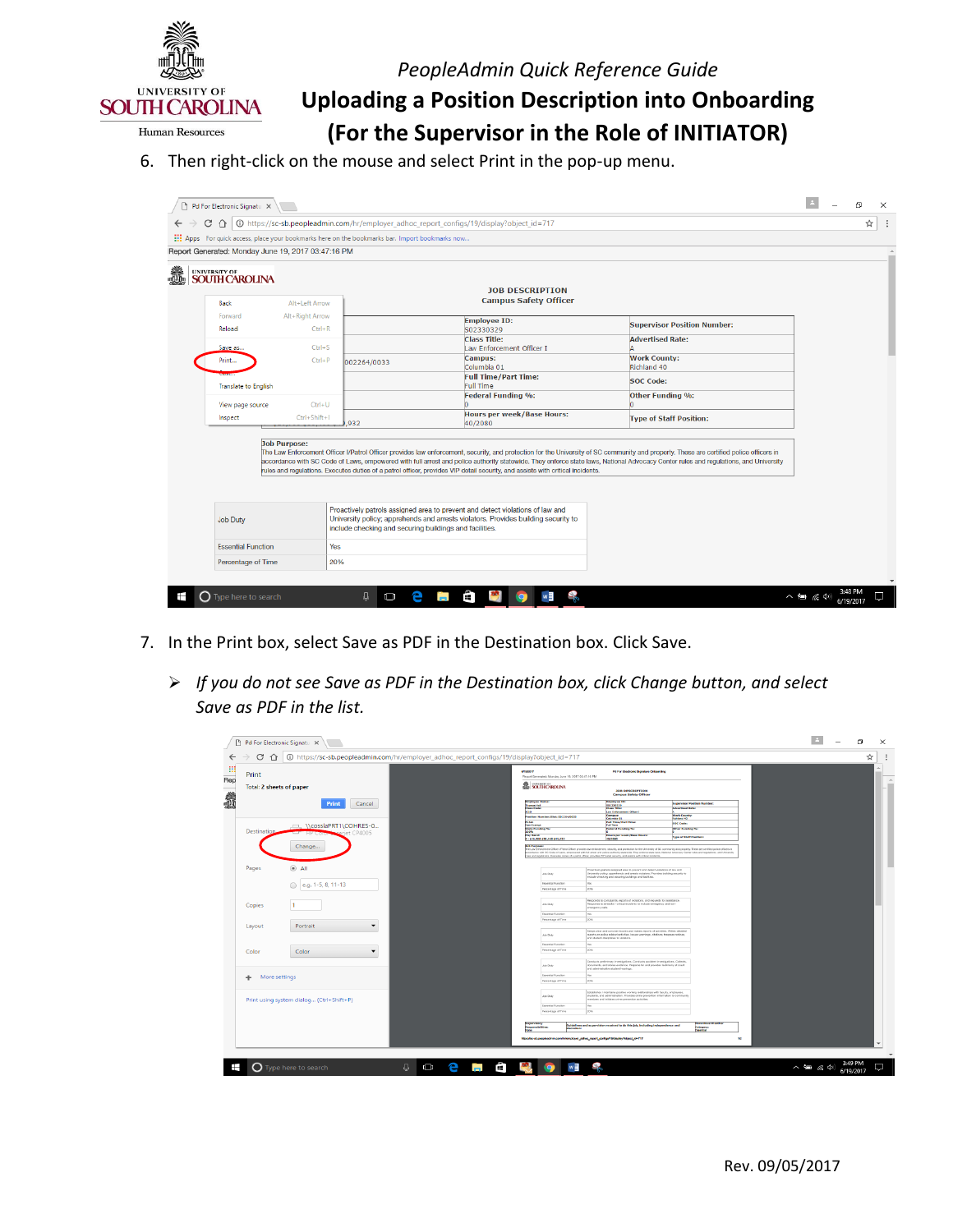6. Then right-click on the mouse and select Print in the pop-up menu.

7. In the Print box, select Save as PDF in the Destination box. Click Save.

   ➢ *If you do not see Save as PDF in the Destination box, click Change button, and select Save as PDF in the list.*

Rev. 09/05/2017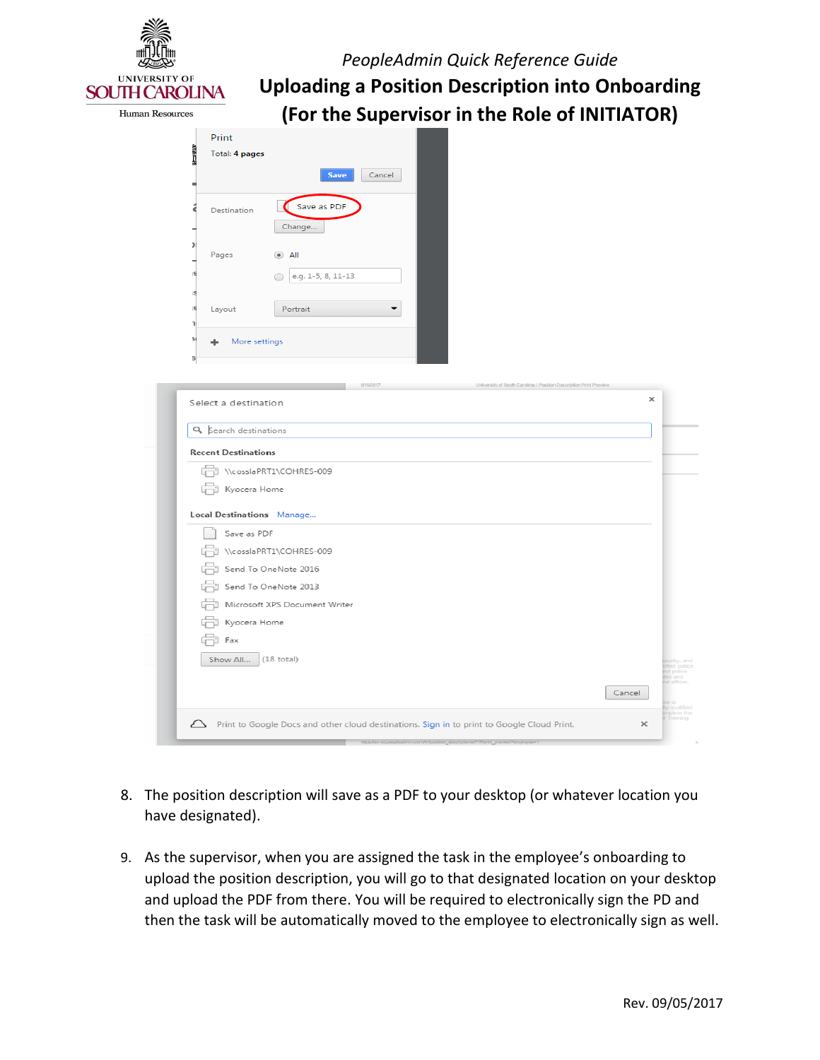*PeopleAdmin Quick Reference Guide*

# Uploading a Position Description into Onboarding (For the Supervisor in the Role of INITIATOR)

8. The position description will save as a PDF to your desktop (or whatever location you have designated).

9. As the supervisor, when you are assigned the task in the employee's onboarding to upload the position description, you will go to that designated location on your desktop and upload the PDF from there. You will be required to electronically sign the PD and then the task will be automatically moved to the employee to electronically sign as well.

Rev. 09/05/2017